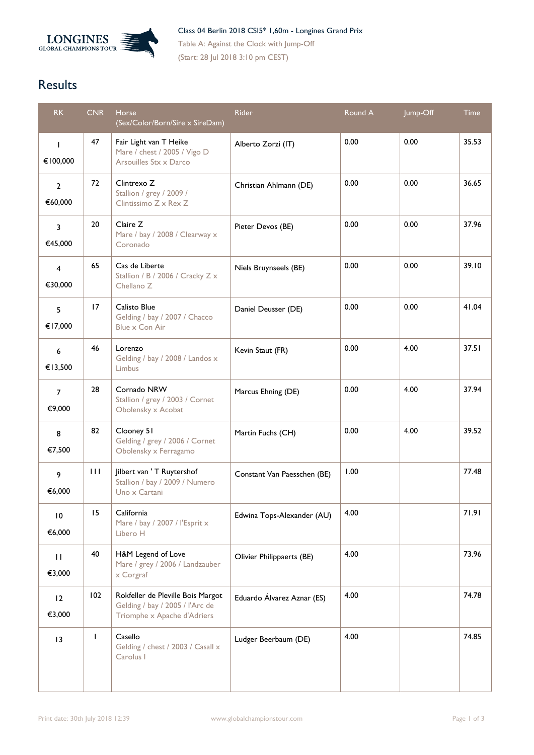LONGINES GLOBAL CHAMPIONS TOUR

Class 04 Berlin 2018 CSI5* 1,60m - Longines Grand Prix
Table A: Against the Clock with Jump-Off
(Start: 28 Jul 2018 3:10 pm CEST)

## Results

| RK | CNR | Horse (Sex/Color/Born/Sire x SireDam) | Rider | Round A | Jump-Off | Time |
|---|---|---|---|---|---|---|
| 1<br>€100,000 | 47 | Fair Light van T Heike<br>Mare / chest / 2005 / Vigo D Arsouilles Stx x Darco | Alberto Zorzi (IT) | 0.00 | 0.00 | 35.53 |
| 2<br>€60,000 | 72 | Clintrexo Z<br>Stallion / grey / 2009 / Clintissimo Z x Rex Z | Christian Ahlmann (DE) | 0.00 | 0.00 | 36.65 |
| 3<br>€45,000 | 20 | Claire Z<br>Mare / bay / 2008 / Clearway x Coronado | Pieter Devos (BE) | 0.00 | 0.00 | 37.96 |
| 4<br>€30,000 | 65 | Cas de Liberte<br>Stallion / B / 2006 / Cracky Z x Chellano Z | Niels Bruynseels (BE) | 0.00 | 0.00 | 39.10 |
| 5<br>€17,000 | 17 | Calisto Blue<br>Gelding / bay / 2007 / Chacco Blue x Con Air | Daniel Deusser (DE) | 0.00 | 0.00 | 41.04 |
| 6<br>€13,500 | 46 | Lorenzo<br>Gelding / bay / 2008 / Landos x Limbus | Kevin Staut (FR) | 0.00 | 4.00 | 37.51 |
| 7<br>€9,000 | 28 | Cornado NRW<br>Stallion / grey / 2003 / Cornet Obolensky x Acobat | Marcus Ehning (DE) | 0.00 | 4.00 | 37.94 |
| 8<br>€7,500 | 82 | Clooney 51<br>Gelding / grey / 2006 / Cornet Obolensky x Ferragamo | Martin Fuchs (CH) | 0.00 | 4.00 | 39.52 |
| 9<br>€6,000 | 111 | Jilbert van ' T Ruytershof<br>Stallion / bay / 2009 / Numero Uno x Cartani | Constant Van Paesschen (BE) | 1.00 | | 77.48 |
| 10<br>€6,000 | 15 | California<br>Mare / bay / 2007 / l'Esprit x Libero H | Edwina Tops-Alexander (AU) | 4.00 | | 71.91 |
| 11<br>€3,000 | 40 | H&M Legend of Love<br>Mare / grey / 2006 / Landzauber x Corgraf | Olivier Philippaerts (BE) | 4.00 | | 73.96 |
| 12<br>€3,000 | 102 | Rokfeller de Pleville Bois Margot<br>Gelding / bay / 2005 / l'Arc de Triomphe x Apache d'Adriers | Eduardo Álvarez Aznar (ES) | 4.00 | | 74.78 |
| 13 | 1 | Casello<br>Gelding / chest / 2003 / Casall x Carolus I | Ludger Beerbaum (DE) | 4.00 | | 74.85 |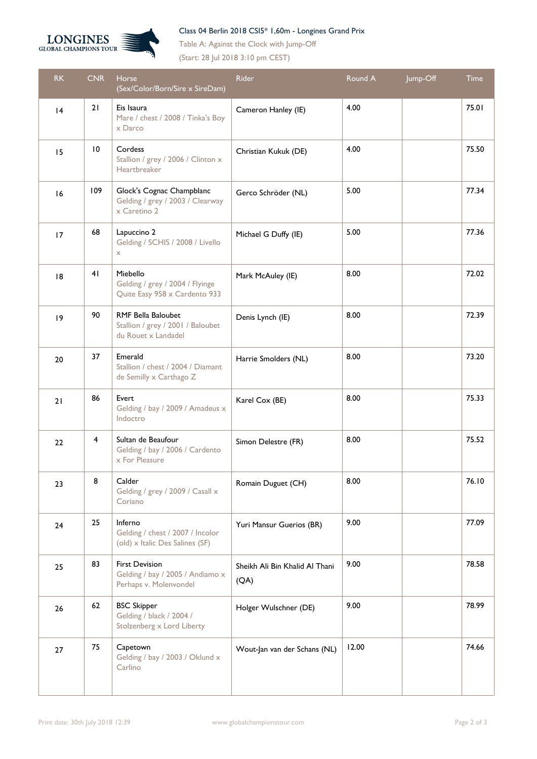Class 04 Berlin 2018 CSI5* 1,60m - Longines Grand Prix

Table A: Against the Clock with Jump-Off

(Start: 28 Jul 2018 3:10 pm CEST)

| RK | CNR | Horse (Sex/Color/Born/Sire x SireDam) | Rider | Round A | Jump-Off | Time |
|---|---|---|---|---|---|---|
| 14 | 21 | Eis Isaura<br>Mare / chest / 2008 / Tinka's Boy x Darco | Cameron Hanley (IE) | 4.00 | | 75.01 |
| 15 | 10 | Cordess<br>Stallion / grey / 2006 / Clinton x Heartbreaker | Christian Kukuk (DE) | 4.00 | | 75.50 |
| 16 | 109 | Glock's Cognac Champblanc<br>Gelding / grey / 2003 / Clearway x Caretino 2 | Gerco Schröder (NL) | 5.00 | | 77.34 |
| 17 | 68 | Lapuccino 2<br>Gelding / SCHIS / 2008 / Livello x | Michael G Duffy (IE) | 5.00 | | 77.36 |
| 18 | 41 | Miebello<br>Gelding / grey / 2004 / Flyinge Quite Easy 958 x Cardento 933 | Mark McAuley (IE) | 8.00 | | 72.02 |
| 19 | 90 | RMF Bella Baloubet<br>Stallion / grey / 2001 / Baloubet du Rouet x Landadel | Denis Lynch (IE) | 8.00 | | 72.39 |
| 20 | 37 | Emerald<br>Stallion / chest / 2004 / Diamant de Semilly x Carthago Z | Harrie Smolders (NL) | 8.00 | | 73.20 |
| 21 | 86 | Evert<br>Gelding / bay / 2009 / Amadeus x Indoctro | Karel Cox (BE) | 8.00 | | 75.33 |
| 22 | 4 | Sultan de Beaufour<br>Gelding / bay / 2006 / Cardento x For Pleasure | Simon Delestre (FR) | 8.00 | | 75.52 |
| 23 | 8 | Calder<br>Gelding / grey / 2009 / Casall x Coriano | Romain Duguet (CH) | 8.00 | | 76.10 |
| 24 | 25 | Inferno<br>Gelding / chest / 2007 / Incolor (old) x Italic Des Salines (SF) | Yuri Mansur Guerios (BR) | 9.00 | | 77.09 |
| 25 | 83 | First Devision<br>Gelding / bay / 2005 / Andiamo x Perhaps v. Molenvondel | Sheikh Ali Bin Khalid Al Thani (QA) | 9.00 | | 78.58 |
| 26 | 62 | BSC Skipper<br>Gelding / black / 2004 / Stolzenberg x Lord Liberty | Holger Wulschner (DE) | 9.00 | | 78.99 |
| 27 | 75 | Capetown<br>Gelding / bay / 2003 / Oklund x Carlino | Wout-Jan van der Schans (NL) | 12.00 | | 74.66 |

Print date: 30th July 2018 12:39 www.globalchampionstour.com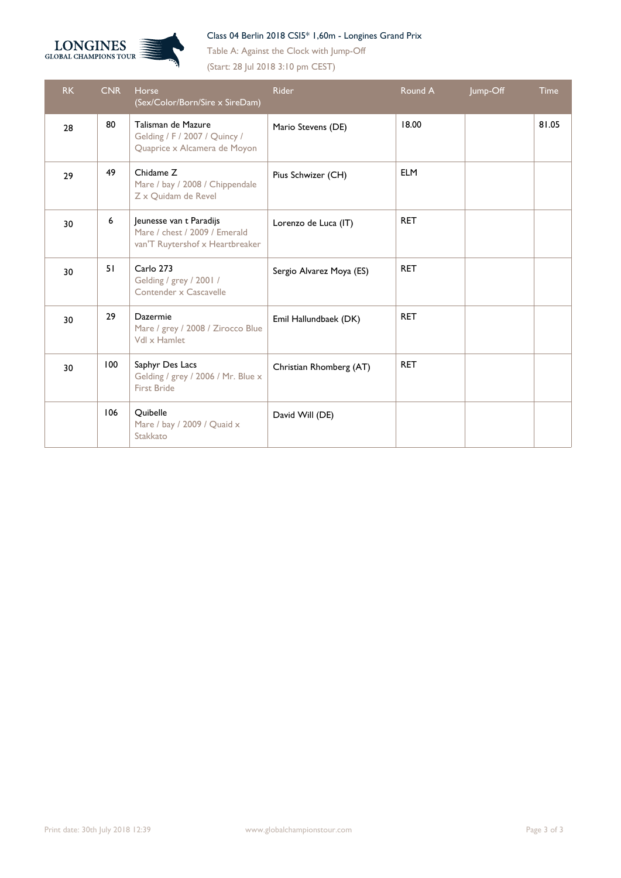Class 04 Berlin 2018 CSI5* 1,60m - Longines Grand Prix

Table A: Against the Clock with Jump-Off

(Start: 28 Jul 2018 3:10 pm CEST)

| RK | CNR | Horse (Sex/Color/Born/Sire x SireDam) | Rider | Round A | Jump-Off | Time |
|---|---|---|---|---|---|---|
| 28 | 80 | Talisman de Mazure Gelding / F / 2007 / Quincy / Quaprice x Alcamera de Moyon | Mario Stevens (DE) | 18.00 | | 81.05 |
| 29 | 49 | Chidame Z Mare / bay / 2008 / Chippendale Z x Quidam de Revel | Pius Schwizer (CH) | ELM | | |
| 30 | 6 | Jeunesse van t Paradijs Mare / chest / 2009 / Emerald van'T Ruytershof x Heartbreaker | Lorenzo de Luca (IT) | RET | | |
| 30 | 51 | Carlo 273 Gelding / grey / 2001 / Contender x Cascavelle | Sergio Alvarez Moya (ES) | RET | | |
| 30 | 29 | Dazermie Mare / grey / 2008 / Zirocco Blue Vdl x Hamlet | Emil Hallundbaek (DK) | RET | | |
| 30 | 100 | Saphyr Des Lacs Gelding / grey / 2006 / Mr. Blue x First Bride | Christian Rhomberg (AT) | RET | | |
| | 106 | Quibelle Mare / bay / 2009 / Quaid x Stakkato | David Will (DE) | | | |

Print date: 30th July 2018 12:39 www.globalchampionstour.com